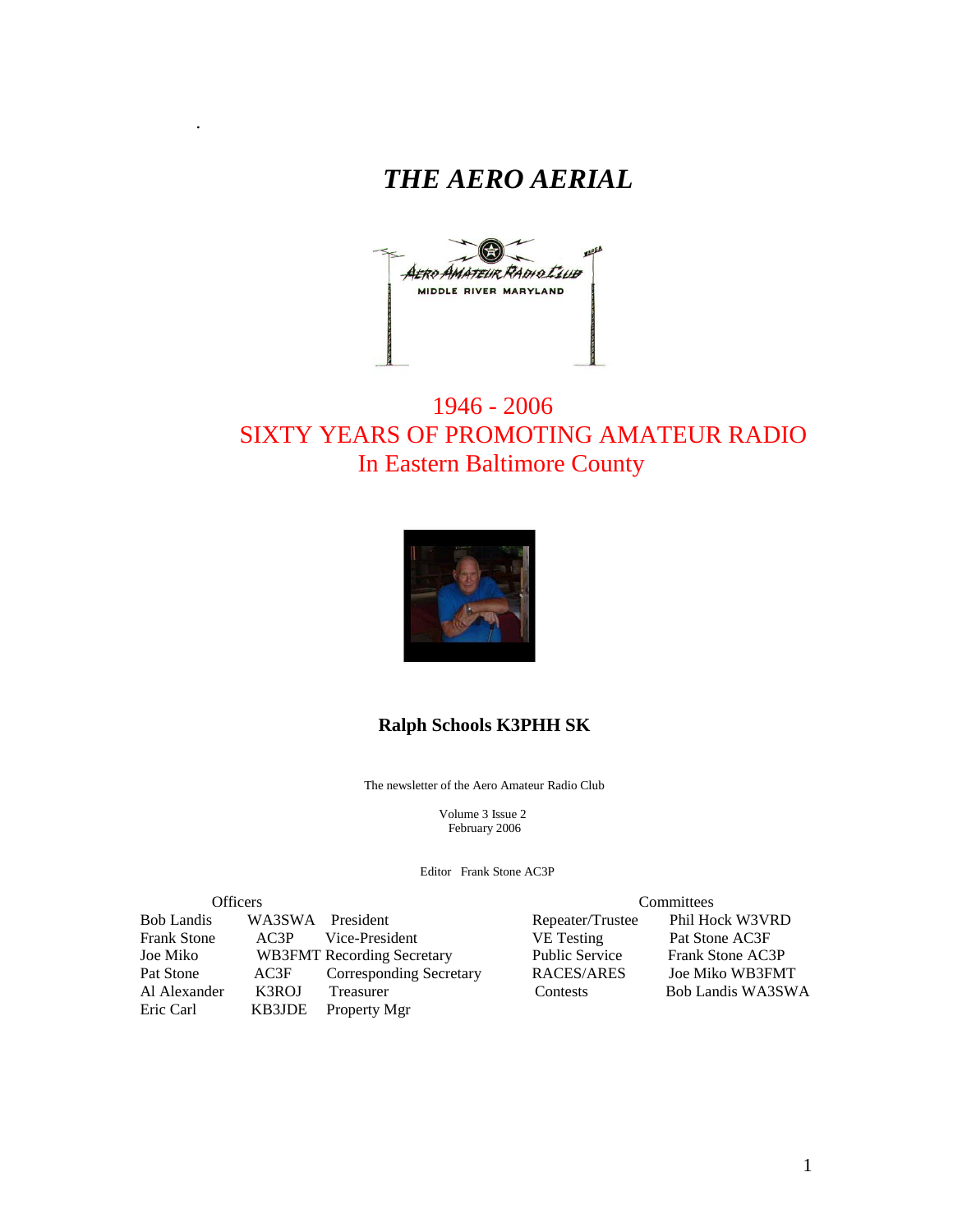# *THE AERO AERIAL*

1946 - 2006

SIXTY YEARS OF PROMOTING AMATEUR RADIO

In Eastern Baltimore County

**Ralph Schools K3PHH SK**

The newsletter of the Aero Amateur Radio Club

Volume 3 Issue 2
February 2006

Editor Frank Stone AC3P

| Officers | | |
|---|---|---|
| Bob Landis | WA3SWA | President |
| Frank Stone | AC3P | Vice-President |
| Joe Miko | WB3FMT | Recording Secretary |
| Pat Stone | AC3F | Corresponding Secretary |
| Al Alexander | K3ROJ | Treasurer |
| Eric Carl | KB3JDE | Property Mgr |

| Committees | |
|---|---|
| Repeater/Trustee | Phil Hock W3VRD |
| VE Testing | Pat Stone AC3F |
| Public Service | Frank Stone AC3P |
| RACES/ARES | Joe Miko WB3FMT |
| Contests | Bob Landis WA3SWA |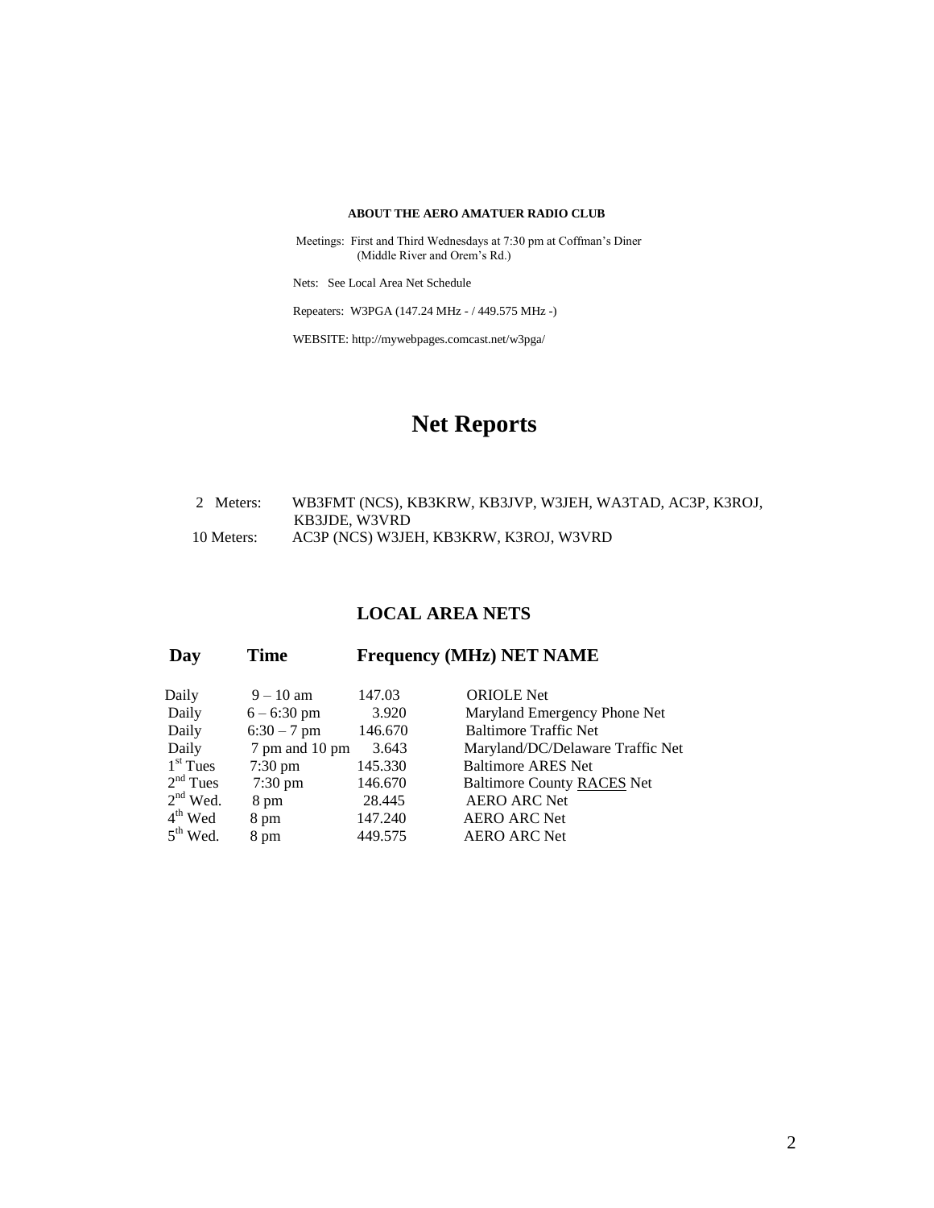**ABOUT THE AERO AMATUER RADIO CLUB**

Meetings: First and Third Wednesdays at 7:30 pm at Coffman's Diner
(Middle River and Orem's Rd.)

Nets: See Local Area Net Schedule

Repeaters: W3PGA (147.24 MHz - / 449.575 MHz -)

WEBSITE: http://mywebpages.comcast.net/w3pga/

# Net Reports

2 Meters: WB3FMT (NCS), KB3KRW, KB3JVP, W3JEH, WA3TAD, AC3P, K3ROJ, KB3JDE, W3VRD

10 Meters: AC3P (NCS) W3JEH, KB3KRW, K3ROJ, W3VRD

## LOCAL AREA NETS

| Day | Time | Frequency (MHz) | NET NAME |
|---|---|---|---|
| Daily | 9 – 10 am | 147.03 | ORIOLE Net |
| Daily | 6 – 6:30 pm | 3.920 | Maryland Emergency Phone Net |
| Daily | 6:30 – 7 pm | 146.670 | Baltimore Traffic Net |
| Daily | 7 pm and 10 pm | 3.643 | Maryland/DC/Delaware Traffic Net |
| 1st Tues | 7:30 pm | 145.330 | Baltimore ARES Net |
| 2nd Tues | 7:30 pm | 146.670 | Baltimore County RACES Net |
| 2nd Wed. | 8 pm | 28.445 | AERO ARC Net |
| 4th Wed | 8 pm | 147.240 | AERO ARC Net |
| 5th Wed. | 8 pm | 449.575 | AERO ARC Net |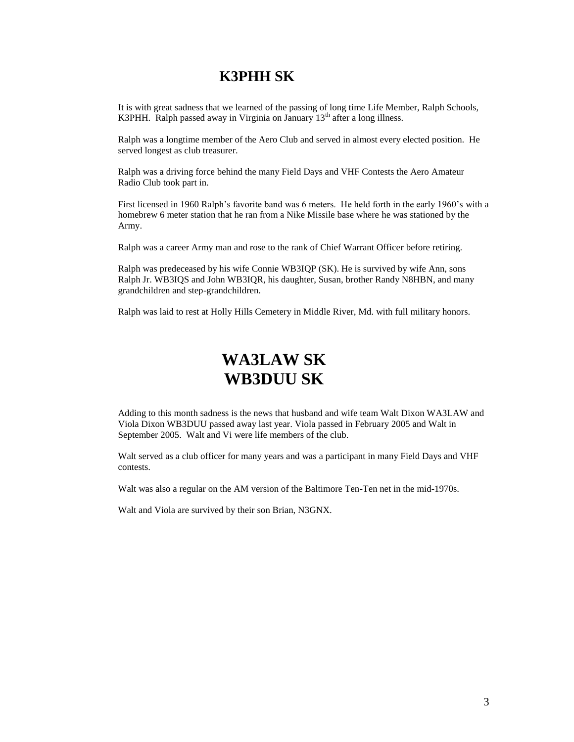# K3PHH SK

It is with great sadness that we learned of the passing of long time Life Member, Ralph Schools, K3PHH. Ralph passed away in Virginia on January 13th after a long illness.

Ralph was a longtime member of the Aero Club and served in almost every elected position. He served longest as club treasurer.

Ralph was a driving force behind the many Field Days and VHF Contests the Aero Amateur Radio Club took part in.

First licensed in 1960 Ralph's favorite band was 6 meters. He held forth in the early 1960's with a homebrew 6 meter station that he ran from a Nike Missile base where he was stationed by the Army.

Ralph was a career Army man and rose to the rank of Chief Warrant Officer before retiring.

Ralph was predeceased by his wife Connie WB3IQP (SK). He is survived by wife Ann, sons Ralph Jr. WB3IQS and John WB3IQR, his daughter, Susan, brother Randy N8HBN, and many grandchildren and step-grandchildren.

Ralph was laid to rest at Holly Hills Cemetery in Middle River, Md. with full military honors.

# WA3LAW SK
# WB3DUU SK

Adding to this month sadness is the news that husband and wife team Walt Dixon WA3LAW and Viola Dixon WB3DUU passed away last year. Viola passed in February 2005 and Walt in September 2005. Walt and Vi were life members of the club.

Walt served as a club officer for many years and was a participant in many Field Days and VHF contests.

Walt was also a regular on the AM version of the Baltimore Ten-Ten net in the mid-1970s.

Walt and Viola are survived by their son Brian, N3GNX.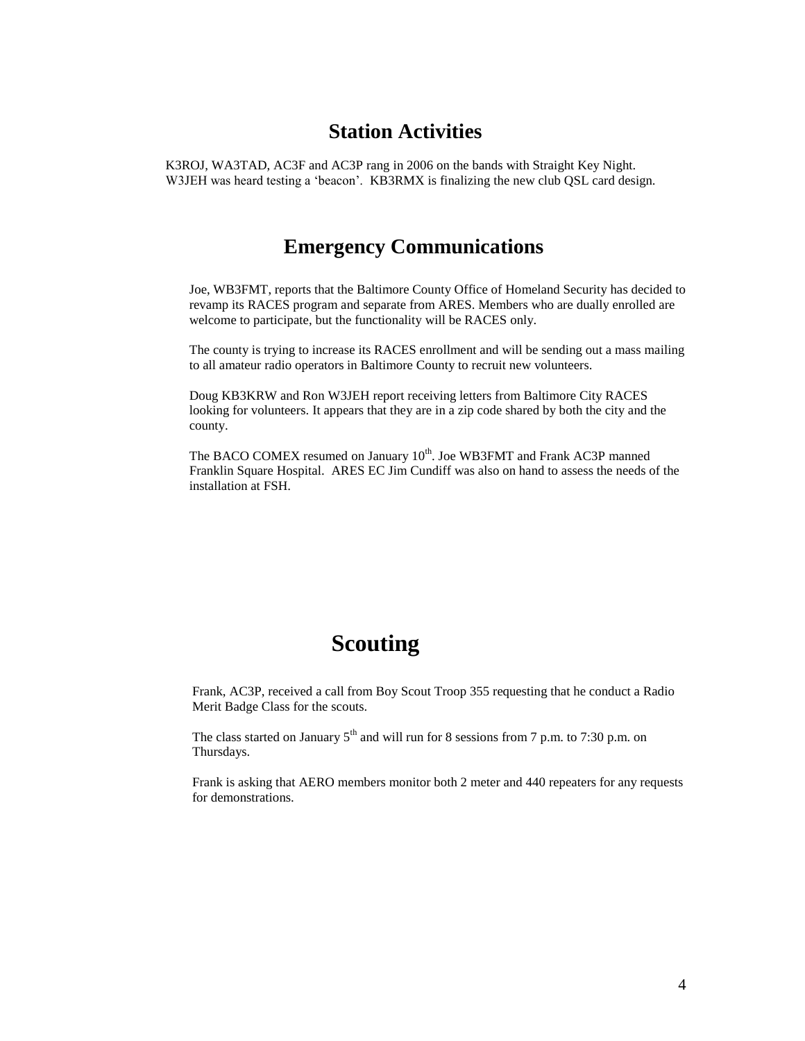## Station Activities

K3ROJ, WA3TAD, AC3F and AC3P rang in 2006 on the bands with Straight Key Night. W3JEH was heard testing a 'beacon'. KB3RMX is finalizing the new club QSL card design.

## Emergency Communications

Joe, WB3FMT, reports that the Baltimore County Office of Homeland Security has decided to revamp its RACES program and separate from ARES. Members who are dually enrolled are welcome to participate, but the functionality will be RACES only.

The county is trying to increase its RACES enrollment and will be sending out a mass mailing to all amateur radio operators in Baltimore County to recruit new volunteers.

Doug KB3KRW and Ron W3JEH report receiving letters from Baltimore City RACES looking for volunteers. It appears that they are in a zip code shared by both the city and the county.

The BACO COMEX resumed on January 10th. Joe WB3FMT and Frank AC3P manned Franklin Square Hospital. ARES EC Jim Cundiff was also on hand to assess the needs of the installation at FSH.

## Scouting

Frank, AC3P, received a call from Boy Scout Troop 355 requesting that he conduct a Radio Merit Badge Class for the scouts.

The class started on January 5th and will run for 8 sessions from 7 p.m. to 7:30 p.m. on Thursdays.

Frank is asking that AERO members monitor both 2 meter and 440 repeaters for any requests for demonstrations.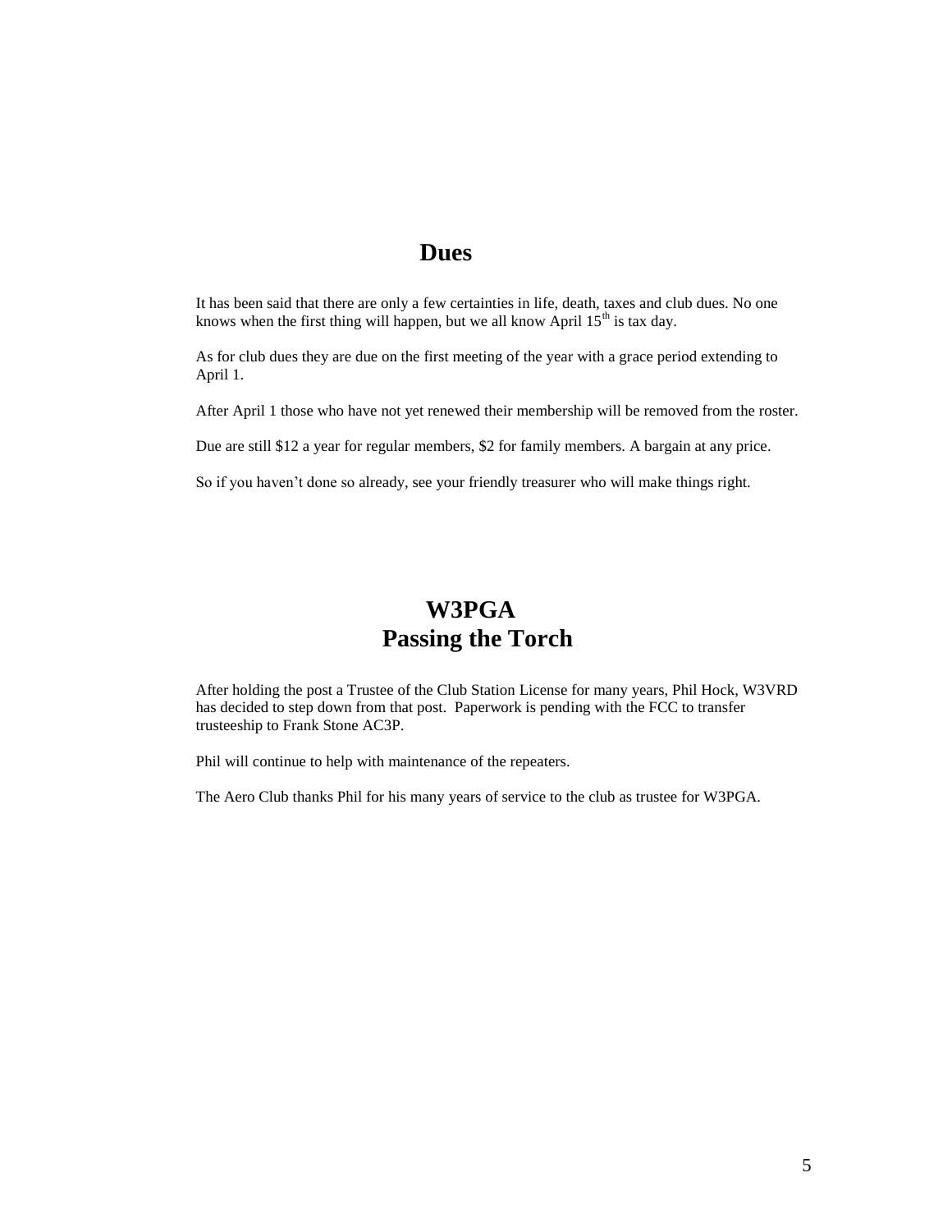## Dues

It has been said that there are only a few certainties in life, death, taxes and club dues. No one knows when the first thing will happen, but we all know April 15th is tax day.

As for club dues they are due on the first meeting of the year with a grace period extending to April 1.

After April 1 those who have not yet renewed their membership will be removed from the roster.

Due are still $12 a year for regular members, $2 for family members. A bargain at any price.

So if you haven't done so already, see your friendly treasurer who will make things right.

## W3PGA
## Passing the Torch

After holding the post a Trustee of the Club Station License for many years, Phil Hock, W3VRD has decided to step down from that post. Paperwork is pending with the FCC to transfer trusteeship to Frank Stone AC3P.

Phil will continue to help with maintenance of the repeaters.

The Aero Club thanks Phil for his many years of service to the club as trustee for W3PGA.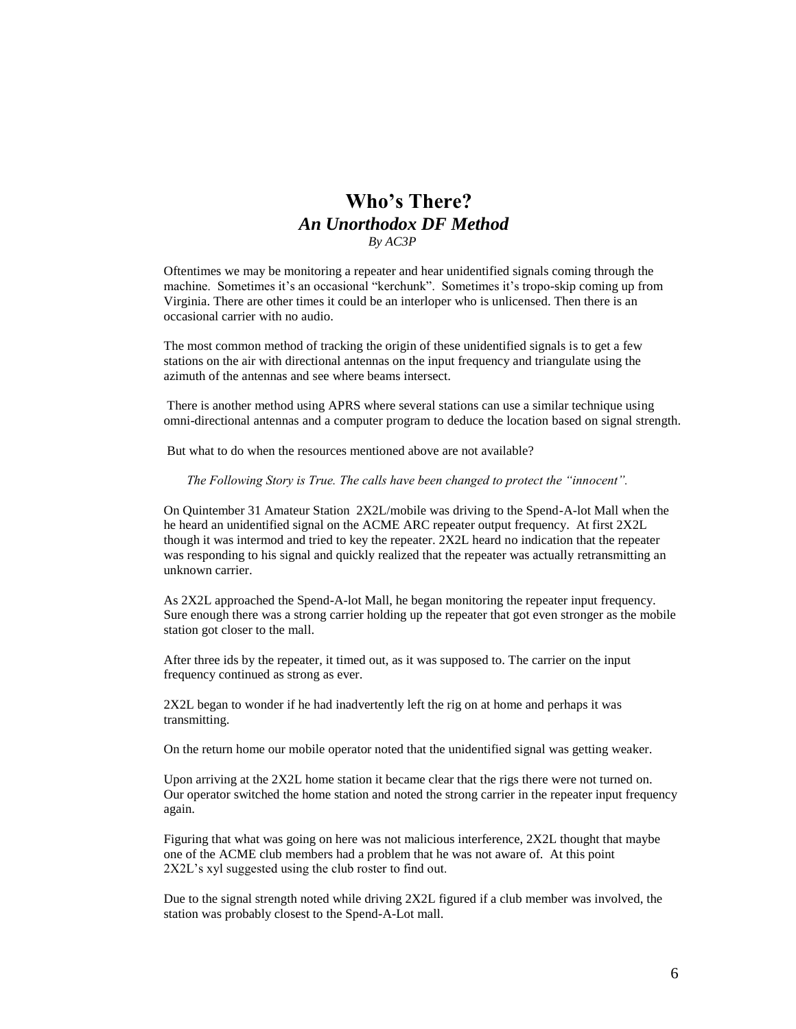# Who's There?

## *An Unorthodox DF Method*

*By AC3P*

Oftentimes we may be monitoring a repeater and hear unidentified signals coming through the machine. Sometimes it's an occasional "kerchunk". Sometimes it's tropo-skip coming up from Virginia. There are other times it could be an interloper who is unlicensed. Then there is an occasional carrier with no audio.

The most common method of tracking the origin of these unidentified signals is to get a few stations on the air with directional antennas on the input frequency and triangulate using the azimuth of the antennas and see where beams intersect.

There is another method using APRS where several stations can use a similar technique using omni-directional antennas and a computer program to deduce the location based on signal strength.

But what to do when the resources mentioned above are not available?

*The Following Story is True. The calls have been changed to protect the "innocent".*

On Quintember 31 Amateur Station 2X2L/mobile was driving to the Spend-A-lot Mall when the he heard an unidentified signal on the ACME ARC repeater output frequency. At first 2X2L though it was intermod and tried to key the repeater. 2X2L heard no indication that the repeater was responding to his signal and quickly realized that the repeater was actually retransmitting an unknown carrier.

As 2X2L approached the Spend-A-lot Mall, he began monitoring the repeater input frequency. Sure enough there was a strong carrier holding up the repeater that got even stronger as the mobile station got closer to the mall.

After three ids by the repeater, it timed out, as it was supposed to. The carrier on the input frequency continued as strong as ever.

2X2L began to wonder if he had inadvertently left the rig on at home and perhaps it was transmitting.

On the return home our mobile operator noted that the unidentified signal was getting weaker.

Upon arriving at the 2X2L home station it became clear that the rigs there were not turned on. Our operator switched the home station and noted the strong carrier in the repeater input frequency again.

Figuring that what was going on here was not malicious interference, 2X2L thought that maybe one of the ACME club members had a problem that he was not aware of. At this point 2X2L's xyl suggested using the club roster to find out.

Due to the signal strength noted while driving 2X2L figured if a club member was involved, the station was probably closest to the Spend-A-Lot mall.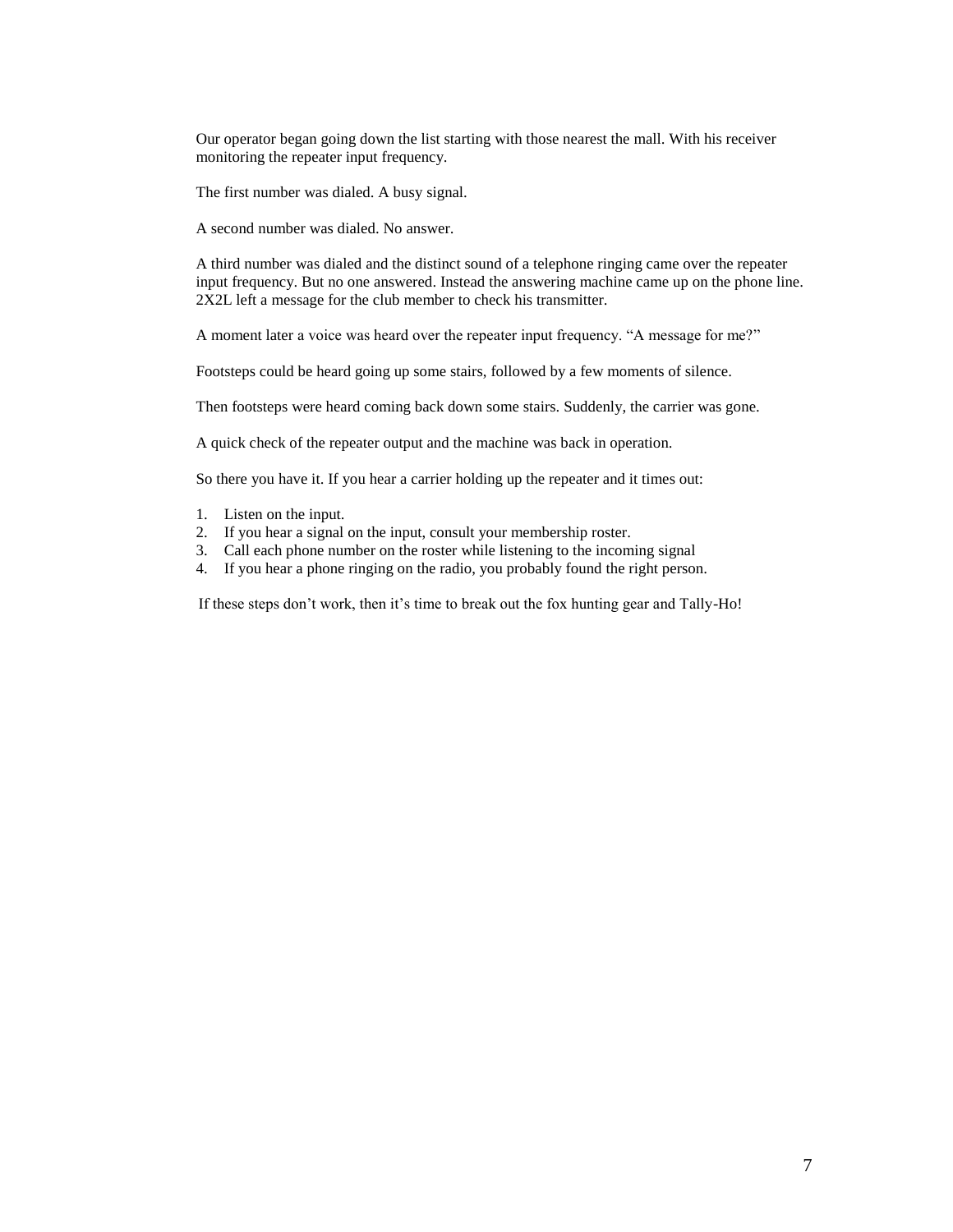Our operator began going down the list starting with those nearest the mall. With his receiver monitoring the repeater input frequency.

The first number was dialed. A busy signal.

A second number was dialed. No answer.

A third number was dialed and the distinct sound of a telephone ringing came over the repeater input frequency. But no one answered. Instead the answering machine came up on the phone line. 2X2L left a message for the club member to check his transmitter.

A moment later a voice was heard over the repeater input frequency. "A message for me?"

Footsteps could be heard going up some stairs, followed by a few moments of silence.

Then footsteps were heard coming back down some stairs. Suddenly, the carrier was gone.

A quick check of the repeater output and the machine was back in operation.

So there you have it. If you hear a carrier holding up the repeater and it times out:

1. Listen on the input.
2. If you hear a signal on the input, consult your membership roster.
3. Call each phone number on the roster while listening to the incoming signal
4. If you hear a phone ringing on the radio, you probably found the right person.

If these steps don't work, then it's time to break out the fox hunting gear and Tally-Ho!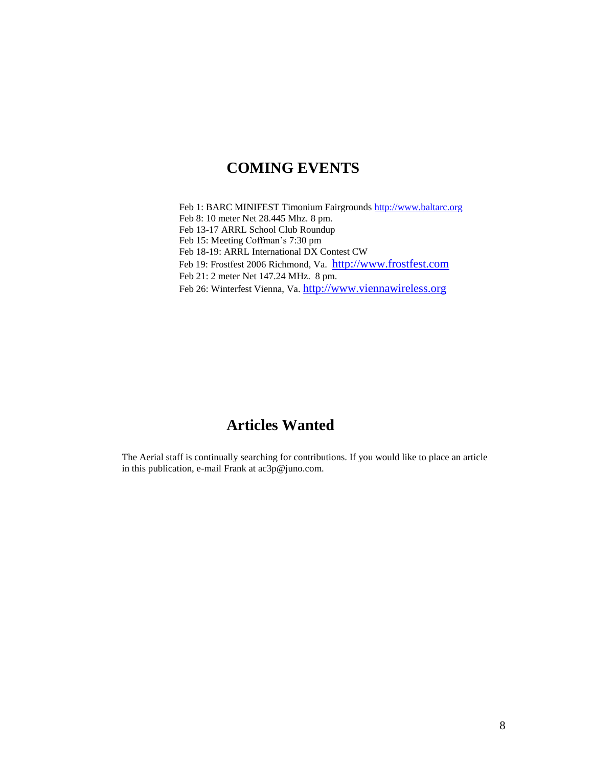## COMING EVENTS

Feb 1: BARC MINIFEST Timonium Fairgrounds http://www.baltarc.org
Feb 8: 10 meter Net 28.445 Mhz. 8 pm.
Feb 13-17 ARRL School Club Roundup
Feb 15: Meeting Coffman's 7:30 pm
Feb 18-19: ARRL International DX Contest CW
Feb 19: Frostfest 2006 Richmond, Va. http://www.frostfest.com
Feb 21: 2 meter Net 147.24 MHz. 8 pm.
Feb 26: Winterfest Vienna, Va. http://www.viennawireless.org

## Articles Wanted

The Aerial staff is continually searching for contributions. If you would like to place an article in this publication, e-mail Frank at ac3p@juno.com.